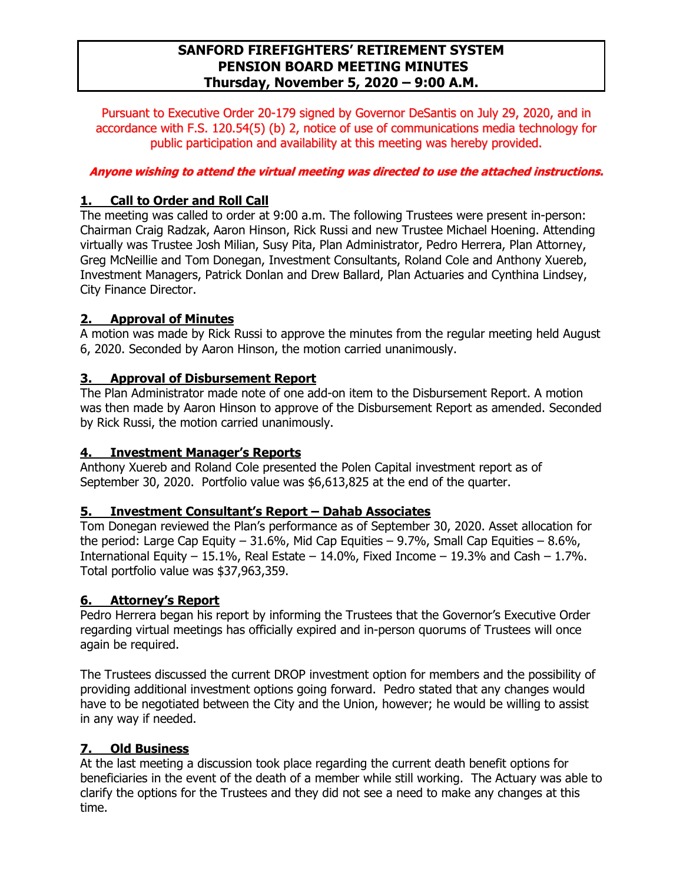# SANFORD FIREFIGHTERS' RETIREMENT SYSTEM
# PENSION BOARD MEETING MINUTES
# Thursday, November 5, 2020 – 9:00 A.M.

Pursuant to Executive Order 20-179 signed by Governor DeSantis on July 29, 2020, and in accordance with F.S. 120.54(5) (b) 2, notice of use of communications media technology for public participation and availability at this meeting was hereby provided.

***Anyone wishing to attend the virtual meeting was directed to use the attached instructions.***

## 1. Call to Order and Roll Call

The meeting was called to order at 9:00 a.m. The following Trustees were present in-person: Chairman Craig Radzak, Aaron Hinson, Rick Russi and new Trustee Michael Hoening. Attending virtually was Trustee Josh Milian, Susy Pita, Plan Administrator, Pedro Herrera, Plan Attorney, Greg McNeillie and Tom Donegan, Investment Consultants, Roland Cole and Anthony Xuereb, Investment Managers, Patrick Donlan and Drew Ballard, Plan Actuaries and Cynthina Lindsey, City Finance Director.

## 2. Approval of Minutes

A motion was made by Rick Russi to approve the minutes from the regular meeting held August 6, 2020. Seconded by Aaron Hinson, the motion carried unanimously.

## 3. Approval of Disbursement Report

The Plan Administrator made note of one add-on item to the Disbursement Report. A motion was then made by Aaron Hinson to approve of the Disbursement Report as amended. Seconded by Rick Russi, the motion carried unanimously.

## 4. Investment Manager's Reports

Anthony Xuereb and Roland Cole presented the Polen Capital investment report as of September 30, 2020. Portfolio value was $6,613,825 at the end of the quarter.

## 5. Investment Consultant's Report – Dahab Associates

Tom Donegan reviewed the Plan's performance as of September 30, 2020. Asset allocation for the period: Large Cap Equity – 31.6%, Mid Cap Equities – 9.7%, Small Cap Equities – 8.6%, International Equity – 15.1%, Real Estate – 14.0%, Fixed Income – 19.3% and Cash – 1.7%. Total portfolio value was $37,963,359.

## 6. Attorney's Report

Pedro Herrera began his report by informing the Trustees that the Governor's Executive Order regarding virtual meetings has officially expired and in-person quorums of Trustees will once again be required.

The Trustees discussed the current DROP investment option for members and the possibility of providing additional investment options going forward. Pedro stated that any changes would have to be negotiated between the City and the Union, however; he would be willing to assist in any way if needed.

## 7. Old Business

At the last meeting a discussion took place regarding the current death benefit options for beneficiaries in the event of the death of a member while still working. The Actuary was able to clarify the options for the Trustees and they did not see a need to make any changes at this time.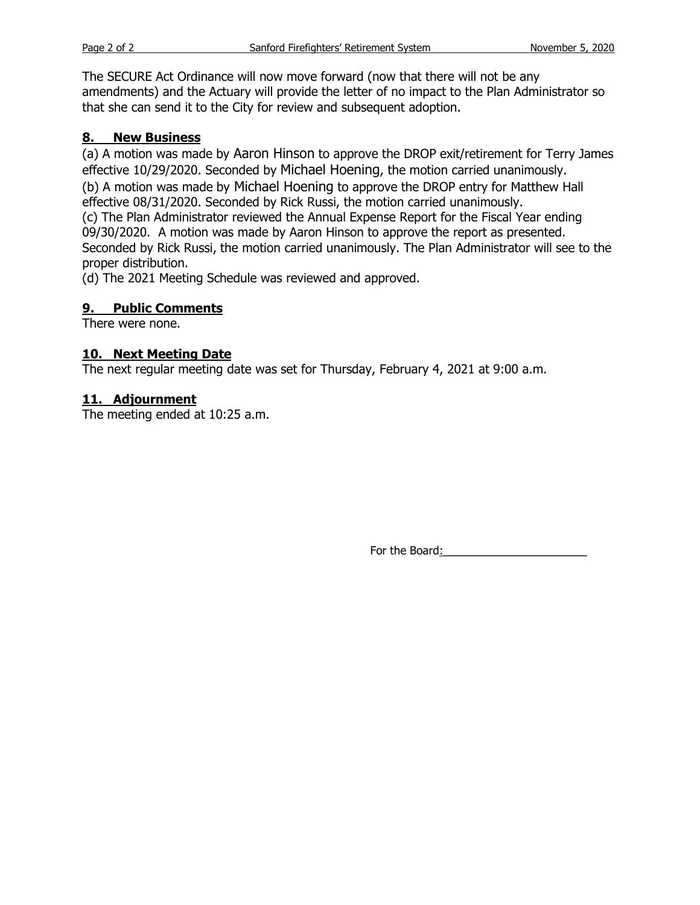The SECURE Act Ordinance will now move forward (now that there will not be any amendments) and the Actuary will provide the letter of no impact to the Plan Administrator so that she can send it to the City for review and subsequent adoption.

## 8. New Business

(a) A motion was made by Aaron Hinson to approve the DROP exit/retirement for Terry James effective 10/29/2020. Seconded by Michael Hoening, the motion carried unanimously.
(b) A motion was made by Michael Hoening to approve the DROP entry for Matthew Hall effective 08/31/2020. Seconded by Rick Russi, the motion carried unanimously.
(c) The Plan Administrator reviewed the Annual Expense Report for the Fiscal Year ending 09/30/2020. A motion was made by Aaron Hinson to approve the report as presented. Seconded by Rick Russi, the motion carried unanimously. The Plan Administrator will see to the proper distribution.
(d) The 2021 Meeting Schedule was reviewed and approved.

## 9. Public Comments

There were none.

## 10. Next Meeting Date

The next regular meeting date was set for Thursday, February 4, 2021 at 9:00 a.m.

## 11. Adjournment

The meeting ended at 10:25 a.m.

For the Board:\_\_\_\_\_\_\_\_\_\_\_\_\_\_\_\_\_\_\_\_\_\_